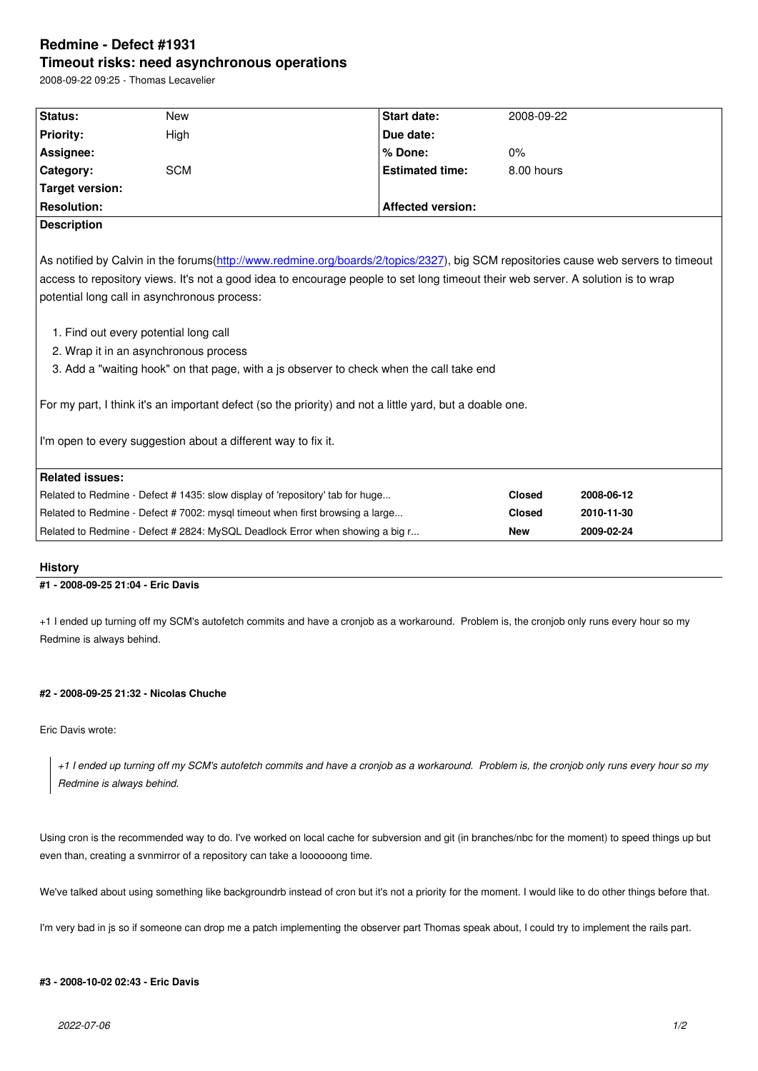# Redmine - Defect #1931
## Timeout risks: need asynchronous operations

2008-09-22 09:25 - Thomas Lecavelier

| Status: | New | Start date: | 2008-09-22 |
|---|---|---|---|
| Priority: | High | Due date: | |
| Assignee: | | % Done: | 0% |
| Category: | SCM | Estimated time: | 8.00 hours |
| Target version: | | | |
| Resolution: | | Affected version: | |

**Description**

As notified by Calvin in the forums(http://www.redmine.org/boards/2/topics/2327), big SCM repositories cause web servers to timeout access to repository views. It's not a good idea to encourage people to set long timeout their web server. A solution is to wrap potential long call in asynchronous process:

1. Find out every potential long call
2. Wrap it in an asynchronous process
3. Add a "waiting hook" on that page, with a js observer to check when the call take end

For my part, I think it's an important defect (so the priority) and not a little yard, but a doable one.

I'm open to every suggestion about a different way to fix it.

**Related issues:**

| | | |
|---|---|---|
| Related to Redmine - Defect # 1435: slow display of 'repository' tab for huge... | Closed | 2008-06-12 |
| Related to Redmine - Defect # 7002: mysql timeout when first browsing a large... | Closed | 2010-11-30 |
| Related to Redmine - Defect # 2824: MySQL Deadlock Error when showing a big r... | New | 2009-02-24 |

## History

#### #1 - 2008-09-25 21:04 - Eric Davis

+1 I ended up turning off my SCM's autofetch commits and have a cronjob as a workaround.  Problem is, the cronjob only runs every hour so my Redmine is always behind.

#### #2 - 2008-09-25 21:32 - Nicolas Chuche

Eric Davis wrote:

> *+1 I ended up turning off my SCM's autofetch commits and have a cronjob as a workaround.  Problem is, the cronjob only runs every hour so my Redmine is always behind.*

Using cron is the recommended way to do. I've worked on local cache for subversion and git (in branches/nbc for the moment) to speed things up but even than, creating a svnmirror of a repository can take a loooooong time.

We've talked about using something like backgroundrb instead of cron but it's not a priority for the moment. I would like to do other things before that.

I'm very bad in js so if someone can drop me a patch implementing the observer part Thomas speak about, I could try to implement the rails part.

#### #3 - 2008-10-02 02:43 - Eric Davis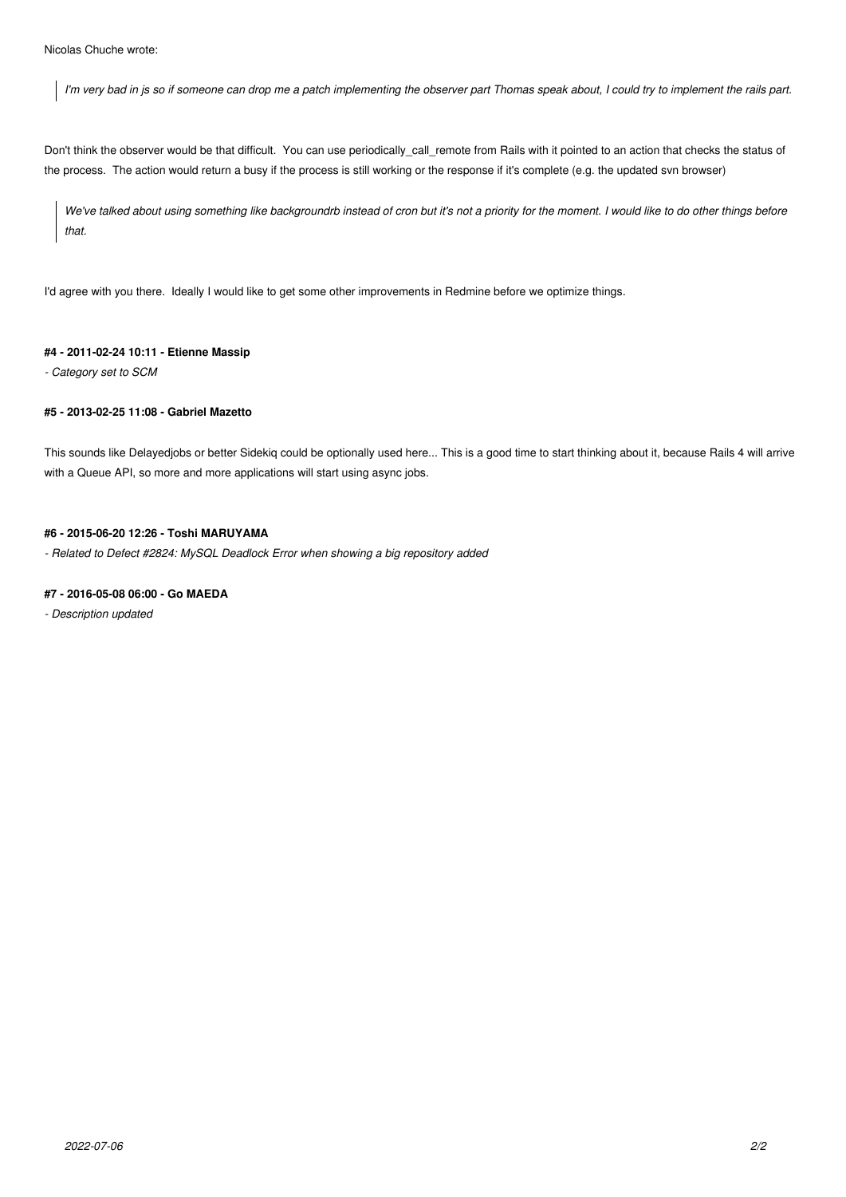Nicolas Chuche wrote:

> *I'm very bad in js so if someone can drop me a patch implementing the observer part Thomas speak about, I could try to implement the rails part.*

Don't think the observer would be that difficult. You can use periodically_call_remote from Rails with it pointed to an action that checks the status of the process. The action would return a busy if the process is still working or the response if it's complete (e.g. the updated svn browser)

> *We've talked about using something like backgroundrb instead of cron but it's not a priority for the moment. I would like to do other things before that.*

I'd agree with you there. Ideally I would like to get some other improvements in Redmine before we optimize things.

**#4 - 2011-02-24 10:11 - Etienne Massip**

*- Category set to SCM*

**#5 - 2013-02-25 11:08 - Gabriel Mazetto**

This sounds like Delayedjobs or better Sidekiq could be optionally used here... This is a good time to start thinking about it, because Rails 4 will arrive with a Queue API, so more and more applications will start using async jobs.

**#6 - 2015-06-20 12:26 - Toshi MARUYAMA**

*- Related to Defect #2824: MySQL Deadlock Error when showing a big repository added*

**#7 - 2016-05-08 06:00 - Go MAEDA**

*- Description updated*